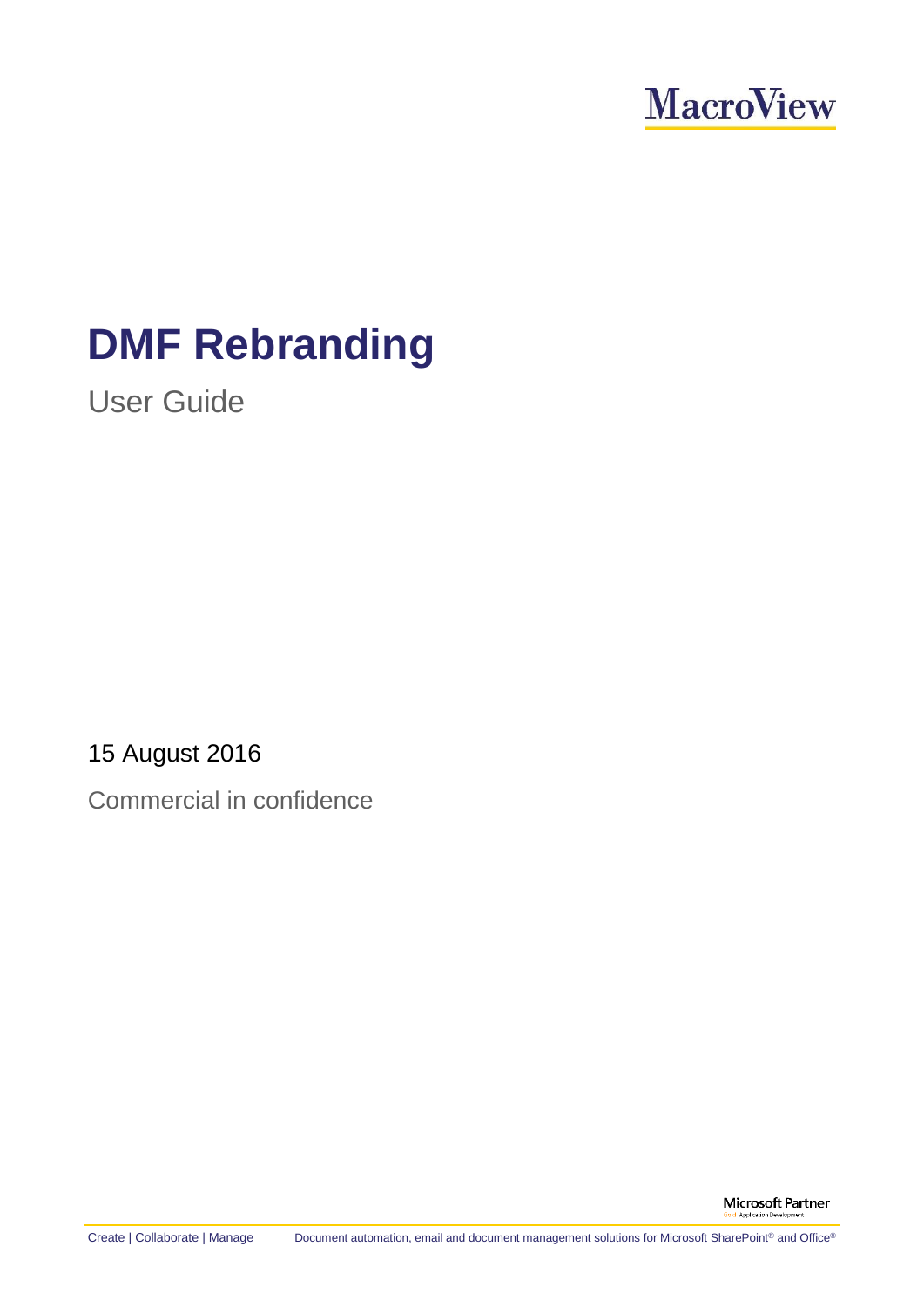MacroView

# DMF Rebranding

User Guide

15 August 2016

Commercial in confidence

Microsoft Partner
Gold Application Development

Create | Collaborate | Manage    Document automation, email and document management solutions for Microsoft SharePoint® and Office®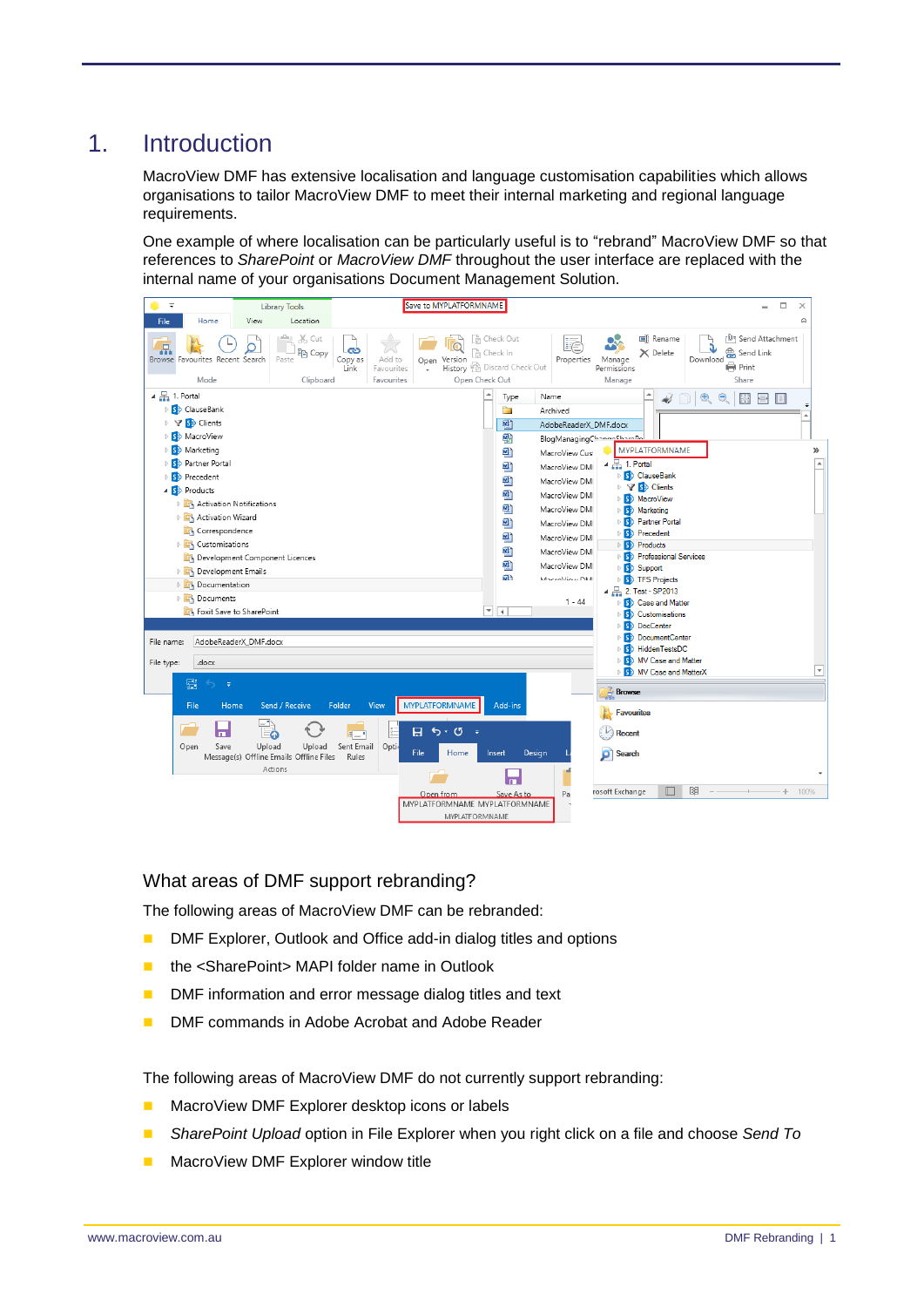// 1. Introduction

MacroView DMF has extensive localisation and language customisation capabilities which allows organisations to tailor MacroView DMF to meet their internal marketing and regional language requirements.

One example of where localisation can be particularly useful is to “rebrand” MacroView DMF so that references to *SharePoint* or *MacroView DMF* throughout the user interface are replaced with the internal name of your organisations Document Management Solution.

## What areas of DMF support rebranding?

The following areas of MacroView DMF can be rebranded:

- DMF Explorer, Outlook and Office add-in dialog titles and options
- the <SharePoint> MAPI folder name in Outlook
- DMF information and error message dialog titles and text
- DMF commands in Adobe Acrobat and Adobe Reader

The following areas of MacroView DMF do not currently support rebranding:

- MacroView DMF Explorer desktop icons or labels
- *SharePoint Upload* option in File Explorer when you right click on a file and choose *Send To*
- MacroView DMF Explorer window title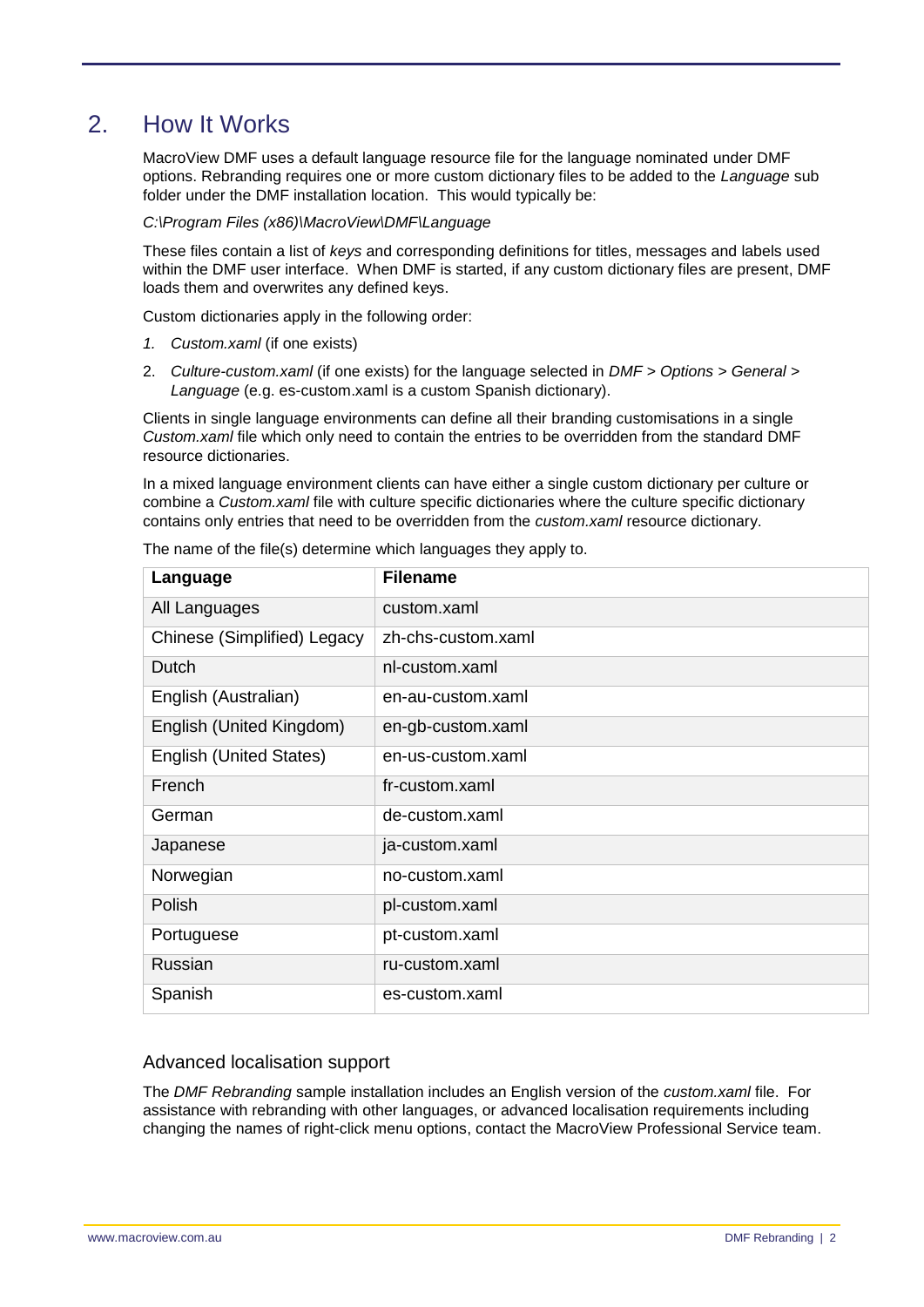# 2. How It Works

MacroView DMF uses a default language resource file for the language nominated under DMF options. Rebranding requires one or more custom dictionary files to be added to the *Language* sub folder under the DMF installation location. This would typically be:

*C:\Program Files (x86)\MacroView\DMF\Language*

These files contain a list of *keys* and corresponding definitions for titles, messages and labels used within the DMF user interface. When DMF is started, if any custom dictionary files are present, DMF loads them and overwrites any defined keys.

Custom dictionaries apply in the following order:

1. *Custom.xaml* (if one exists)
2. *Culture-custom.xaml* (if one exists) for the language selected in *DMF > Options > General > Language* (e.g. es-custom.xaml is a custom Spanish dictionary).

Clients in single language environments can define all their branding customisations in a single *Custom.xaml* file which only need to contain the entries to be overridden from the standard DMF resource dictionaries.

In a mixed language environment clients can have either a single custom dictionary per culture or combine a *Custom.xaml* file with culture specific dictionaries where the culture specific dictionary contains only entries that need to be overridden from the *custom.xaml* resource dictionary.

The name of the file(s) determine which languages they apply to.

| Language | Filename |
|---|---|
| All Languages | custom.xaml |
| Chinese (Simplified) Legacy | zh-chs-custom.xaml |
| Dutch | nl-custom.xaml |
| English (Australian) | en-au-custom.xaml |
| English (United Kingdom) | en-gb-custom.xaml |
| English (United States) | en-us-custom.xaml |
| French | fr-custom.xaml |
| German | de-custom.xaml |
| Japanese | ja-custom.xaml |
| Norwegian | no-custom.xaml |
| Polish | pl-custom.xaml |
| Portuguese | pt-custom.xaml |
| Russian | ru-custom.xaml |
| Spanish | es-custom.xaml |

### Advanced localisation support

The *DMF Rebranding* sample installation includes an English version of the *custom.xaml* file. For assistance with rebranding with other languages, or advanced localisation requirements including changing the names of right-click menu options, contact the MacroView Professional Service team.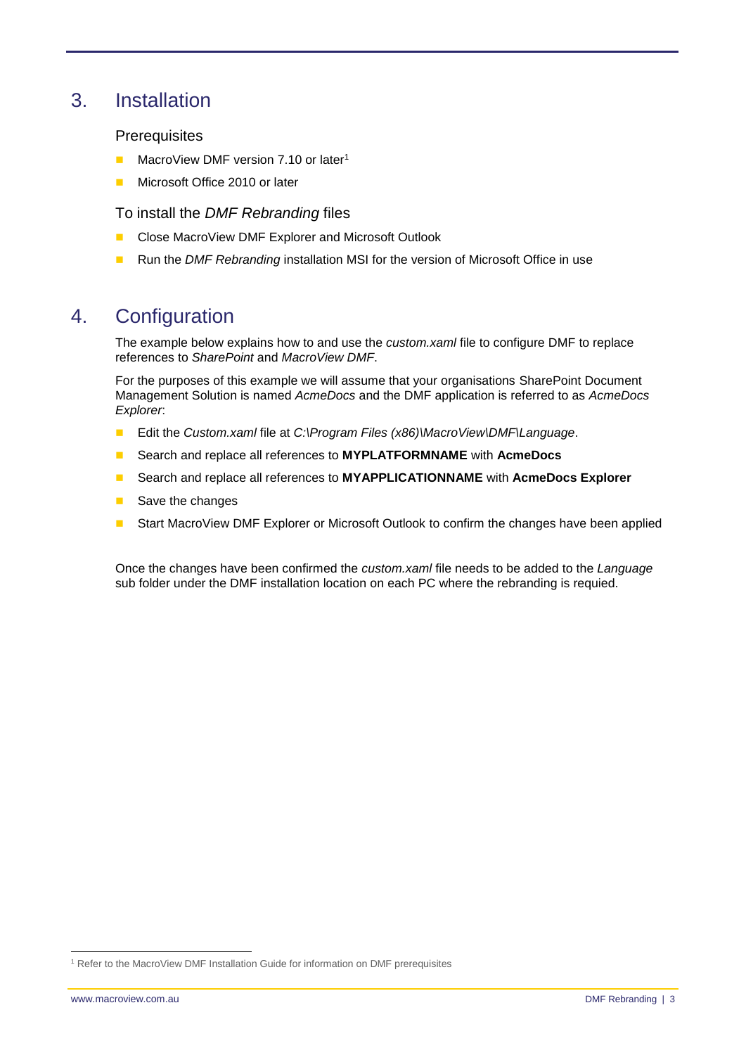## 3. Installation

### Prerequisites

- MacroView DMF version 7.10 or later[1]
- Microsoft Office 2010 or later

### To install the *DMF Rebranding* files

- Close MacroView DMF Explorer and Microsoft Outlook
- Run the *DMF Rebranding* installation MSI for the version of Microsoft Office in use

## 4. Configuration

The example below explains how to and use the *custom.xaml* file to configure DMF to replace references to *SharePoint* and *MacroView DMF*.

For the purposes of this example we will assume that your organisations SharePoint Document Management Solution is named *AcmeDocs* and the DMF application is referred to as *AcmeDocs Explorer*:

- Edit the *Custom.xaml* file at *C:\Program Files (x86)\MacroView\DMF\Language*.
- Search and replace all references to **MYPLATFORMNAME** with **AcmeDocs**
- Search and replace all references to **MYAPPLICATIONNAME** with **AcmeDocs Explorer**
- Save the changes
- Start MacroView DMF Explorer or Microsoft Outlook to confirm the changes have been applied

Once the changes have been confirmed the *custom.xaml* file needs to be added to the *Language* sub folder under the DMF installation location on each PC where the rebranding is requied.

[1] Refer to the MacroView DMF Installation Guide for information on DMF prerequisites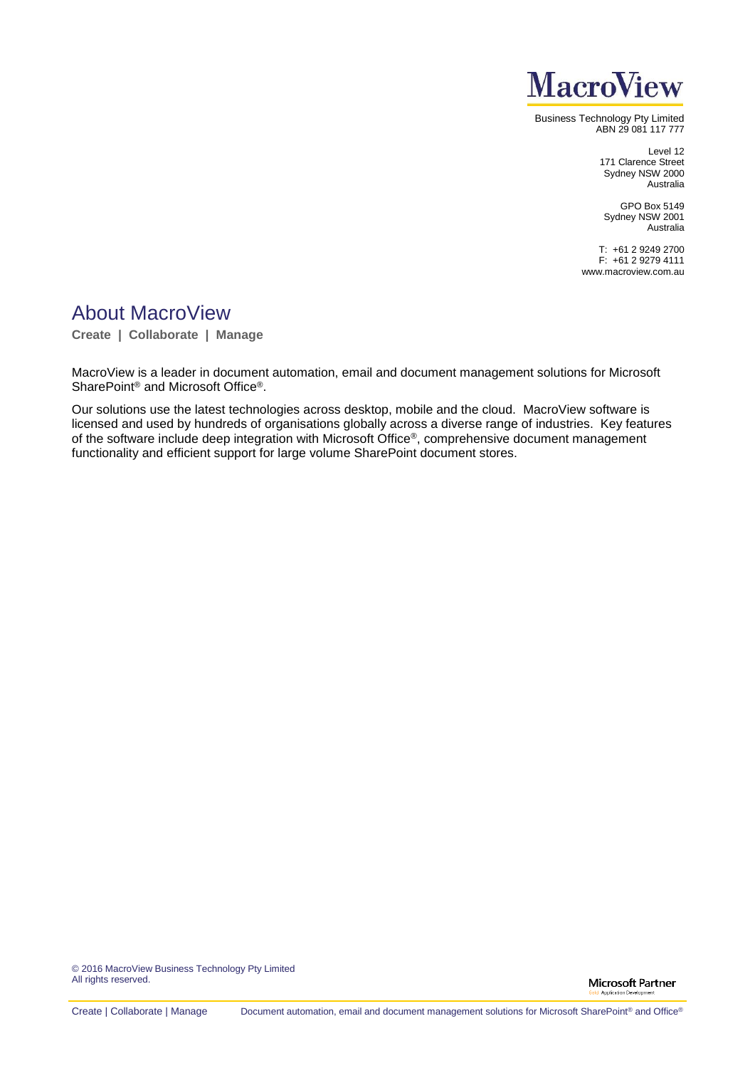MacroView

Business Technology Pty Limited
ABN 29 081 117 777

Level 12
171 Clarence Street
Sydney NSW 2000
Australia

GPO Box 5149
Sydney NSW 2001
Australia

T: +61 2 9249 2700
F: +61 2 9279 4111
www.macroview.com.au

# About MacroView

**Create | Collaborate | Manage**

MacroView is a leader in document automation, email and document management solutions for Microsoft SharePoint® and Microsoft Office®.

Our solutions use the latest technologies across desktop, mobile and the cloud. MacroView software is licensed and used by hundreds of organisations globally across a diverse range of industries. Key features of the software include deep integration with Microsoft Office®, comprehensive document management functionality and efficient support for large volume SharePoint document stores.

© 2016 MacroView Business Technology Pty Limited
All rights reserved.

Microsoft Partner
Gold Application Development